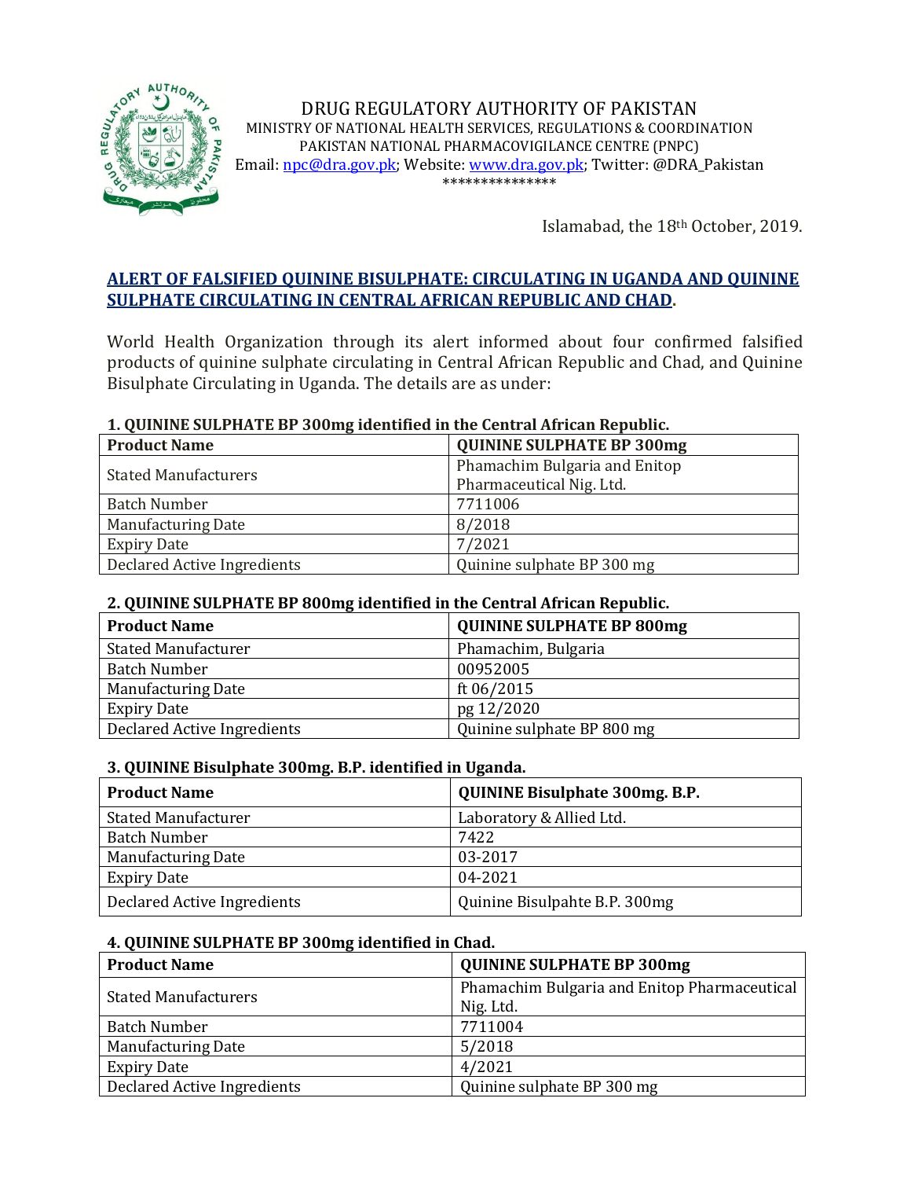DRUG REGULATORY AUTHORITY OF PAKISTAN
MINISTRY OF NATIONAL HEALTH SERVICES, REGULATIONS & COORDINATION
PAKISTAN NATIONAL PHARMACOVIGILANCE CENTRE (PNPC)
Email: npc@dra.gov.pk; Website: www.dra.gov.pk; Twitter: @DRA_Pakistan
***************

Islamabad, the 18th October, 2019.

## ALERT OF FALSIFIED QUININE BISULPHATE: CIRCULATING IN UGANDA AND QUININE SULPHATE CIRCULATING IN CENTRAL AFRICAN REPUBLIC AND CHAD.

World Health Organization through its alert informed about four confirmed falsified products of quinine sulphate circulating in Central African Republic and Chad, and Quinine Bisulphate Circulating in Uganda. The details are as under:

**1. QUININE SULPHATE BP 300mg identified in the Central African Republic.**

| **Product Name** | **QUININE SULPHATE BP 300mg** |
|---|---|
| Stated Manufacturers | Phamachim Bulgaria and Enitop Pharmaceutical Nig. Ltd. |
| Batch Number | 7711006 |
| Manufacturing Date | 8/2018 |
| Expiry Date | 7/2021 |
| Declared Active Ingredients | Quinine sulphate BP 300 mg |

**2. QUININE SULPHATE BP 800mg identified in the Central African Republic.**

| **Product Name** | **QUININE SULPHATE BP 800mg** |
|---|---|
| Stated Manufacturer | Phamachim, Bulgaria |
| Batch Number | 00952005 |
| Manufacturing Date | ft 06/2015 |
| Expiry Date | pg 12/2020 |
| Declared Active Ingredients | Quinine sulphate BP 800 mg |

**3. QUININE Bisulphate 300mg. B.P. identified in Uganda.**

| **Product Name** | **QUININE Bisulphate 300mg. B.P.** |
|---|---|
| Stated Manufacturer | Laboratory & Allied Ltd. |
| Batch Number | 7422 |
| Manufacturing Date | 03-2017 |
| Expiry Date | 04-2021 |
| Declared Active Ingredients | Quinine Bisulpahte B.P. 300mg |

**4. QUININE SULPHATE BP 300mg identified in Chad.**

| **Product Name** | **QUININE SULPHATE BP 300mg** |
|---|---|
| Stated Manufacturers | Phamachim Bulgaria and Enitop Pharmaceutical Nig. Ltd. |
| Batch Number | 7711004 |
| Manufacturing Date | 5/2018 |
| Expiry Date | 4/2021 |
| Declared Active Ingredients | Quinine sulphate BP 300 mg |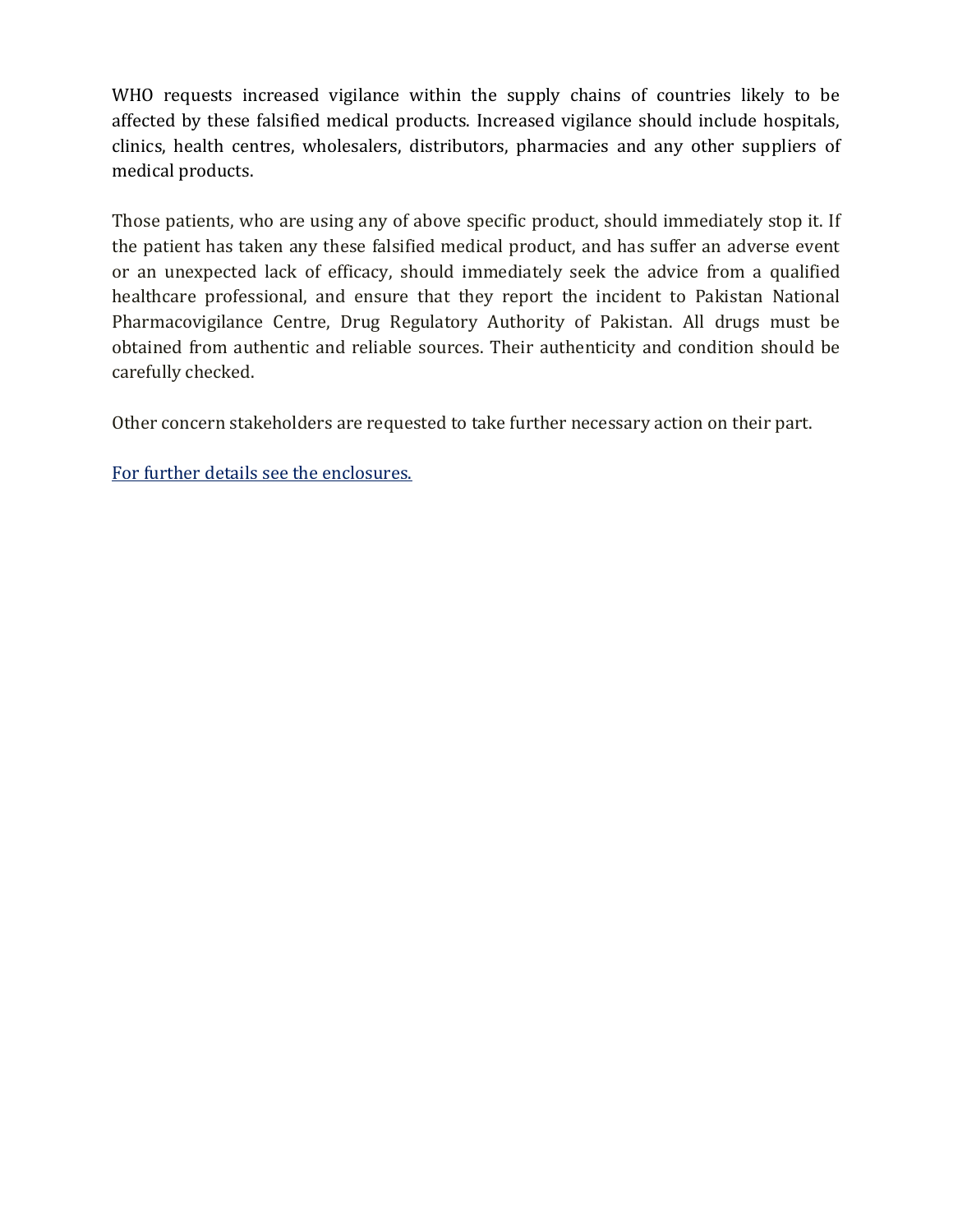WHO requests increased vigilance within the supply chains of countries likely to be affected by these falsified medical products. Increased vigilance should include hospitals, clinics, health centres, wholesalers, distributors, pharmacies and any other suppliers of medical products.

Those patients, who are using any of above specific product, should immediately stop it. If the patient has taken any these falsified medical product, and has suffer an adverse event or an unexpected lack of efficacy, should immediately seek the advice from a qualified healthcare professional, and ensure that they report the incident to Pakistan National Pharmacovigilance Centre, Drug Regulatory Authority of Pakistan. All drugs must be obtained from authentic and reliable sources. Their authenticity and condition should be carefully checked.

Other concern stakeholders are requested to take further necessary action on their part.

For further details see the enclosures.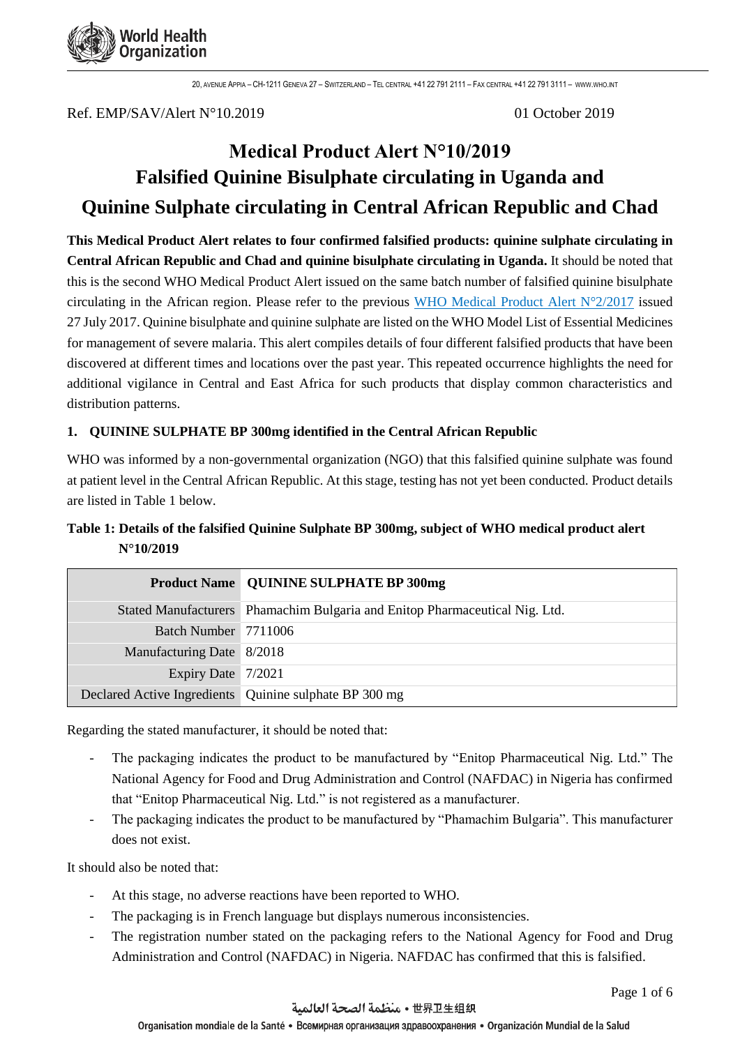Ref. EMP/SAV/Alert N°10.2019 01 October 2019

# Medical Product Alert N°10/2019
# Falsified Quinine Bisulphate circulating in Uganda and Quinine Sulphate circulating in Central African Republic and Chad

**This Medical Product Alert relates to four confirmed falsified products: quinine sulphate circulating in Central African Republic and Chad and quinine bisulphate circulating in Uganda.** It should be noted that this is the second WHO Medical Product Alert issued on the same batch number of falsified quinine bisulphate circulating in the African region. Please refer to the previous WHO Medical Product Alert N°2/2017 issued 27 July 2017. Quinine bisulphate and quinine sulphate are listed on the WHO Model List of Essential Medicines for management of severe malaria. This alert compiles details of four different falsified products that have been discovered at different times and locations over the past year. This repeated occurrence highlights the need for additional vigilance in Central and East Africa for such products that display common characteristics and distribution patterns.

### 1. QUININE SULPHATE BP 300mg identified in the Central African Republic

WHO was informed by a non-governmental organization (NGO) that this falsified quinine sulphate was found at patient level in the Central African Republic. At this stage, testing has not yet been conducted. Product details are listed in Table 1 below.

**Table 1: Details of the falsified Quinine Sulphate BP 300mg, subject of WHO medical product alert N°10/2019**

| **Product Name** | **QUININE SULPHATE BP 300mg** |
|---|---|
| Stated Manufacturers | Phamachim Bulgaria and Enitop Pharmaceutical Nig. Ltd. |
| Batch Number | 7711006 |
| Manufacturing Date | 8/2018 |
| Expiry Date | 7/2021 |
| Declared Active Ingredients | Quinine sulphate BP 300 mg |

Regarding the stated manufacturer, it should be noted that:

- The packaging indicates the product to be manufactured by "Enitop Pharmaceutical Nig. Ltd." The National Agency for Food and Drug Administration and Control (NAFDAC) in Nigeria has confirmed that "Enitop Pharmaceutical Nig. Ltd." is not registered as a manufacturer.
- The packaging indicates the product to be manufactured by "Phamachim Bulgaria". This manufacturer does not exist.

It should also be noted that:

- At this stage, no adverse reactions have been reported to WHO.
- The packaging is in French language but displays numerous inconsistencies.
- The registration number stated on the packaging refers to the National Agency for Food and Drug Administration and Control (NAFDAC) in Nigeria. NAFDAC has confirmed that this is falsified.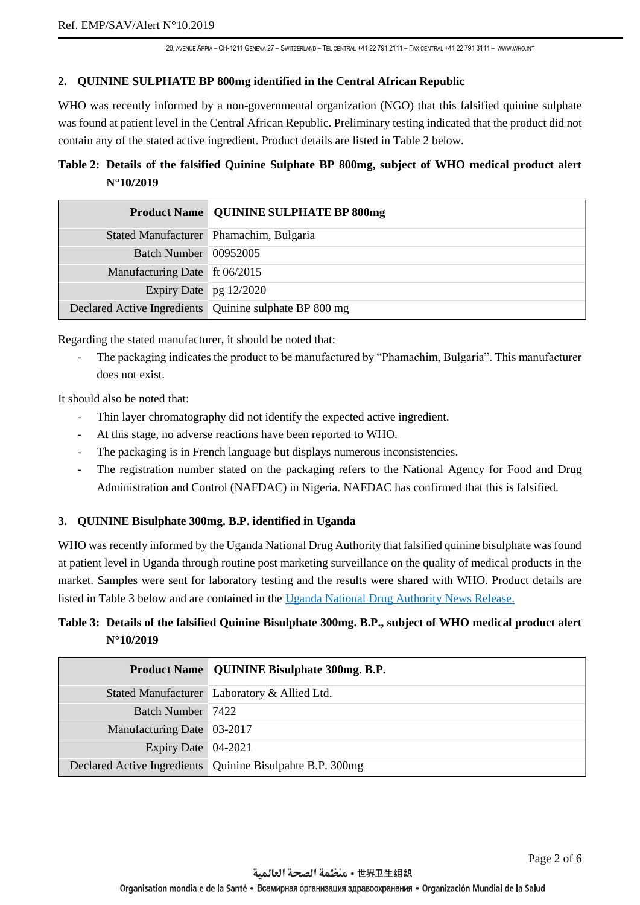## 2. QUININE SULPHATE BP 800mg identified in the Central African Republic

WHO was recently informed by a non-governmental organization (NGO) that this falsified quinine sulphate was found at patient level in the Central African Republic. Preliminary testing indicated that the product did not contain any of the stated active ingredient. Product details are listed in Table 2 below.

**Table 2: Details of the falsified Quinine Sulphate BP 800mg, subject of WHO medical product alert N°10/2019**

| Product Name | QUININE SULPHATE BP 800mg |
|---:|---|
| Stated Manufacturer | Phamachim, Bulgaria |
| Batch Number | 00952005 |
| Manufacturing Date | ft 06/2015 |
| Expiry Date | pg 12/2020 |
| Declared Active Ingredients | Quinine sulphate BP 800 mg |

Regarding the stated manufacturer, it should be noted that:

- The packaging indicates the product to be manufactured by "Phamachim, Bulgaria". This manufacturer does not exist.

It should also be noted that:

- Thin layer chromatography did not identify the expected active ingredient.
- At this stage, no adverse reactions have been reported to WHO.
- The packaging is in French language but displays numerous inconsistencies.
- The registration number stated on the packaging refers to the National Agency for Food and Drug Administration and Control (NAFDAC) in Nigeria. NAFDAC has confirmed that this is falsified.

## 3. QUININE Bisulphate 300mg. B.P. identified in Uganda

WHO was recently informed by the Uganda National Drug Authority that falsified quinine bisulphate was found at patient level in Uganda through routine post marketing surveillance on the quality of medical products in the market. Samples were sent for laboratory testing and the results were shared with WHO. Product details are listed in Table 3 below and are contained in the Uganda National Drug Authority News Release.

**Table 3: Details of the falsified Quinine Bisulphate 300mg. B.P., subject of WHO medical product alert N°10/2019**

| Product Name | QUININE Bisulphate 300mg. B.P. |
|---:|---|
| Stated Manufacturer | Laboratory & Allied Ltd. |
| Batch Number | 7422 |
| Manufacturing Date | 03-2017 |
| Expiry Date | 04-2021 |
| Declared Active Ingredients | Quinine Bisulpahte B.P. 300mg |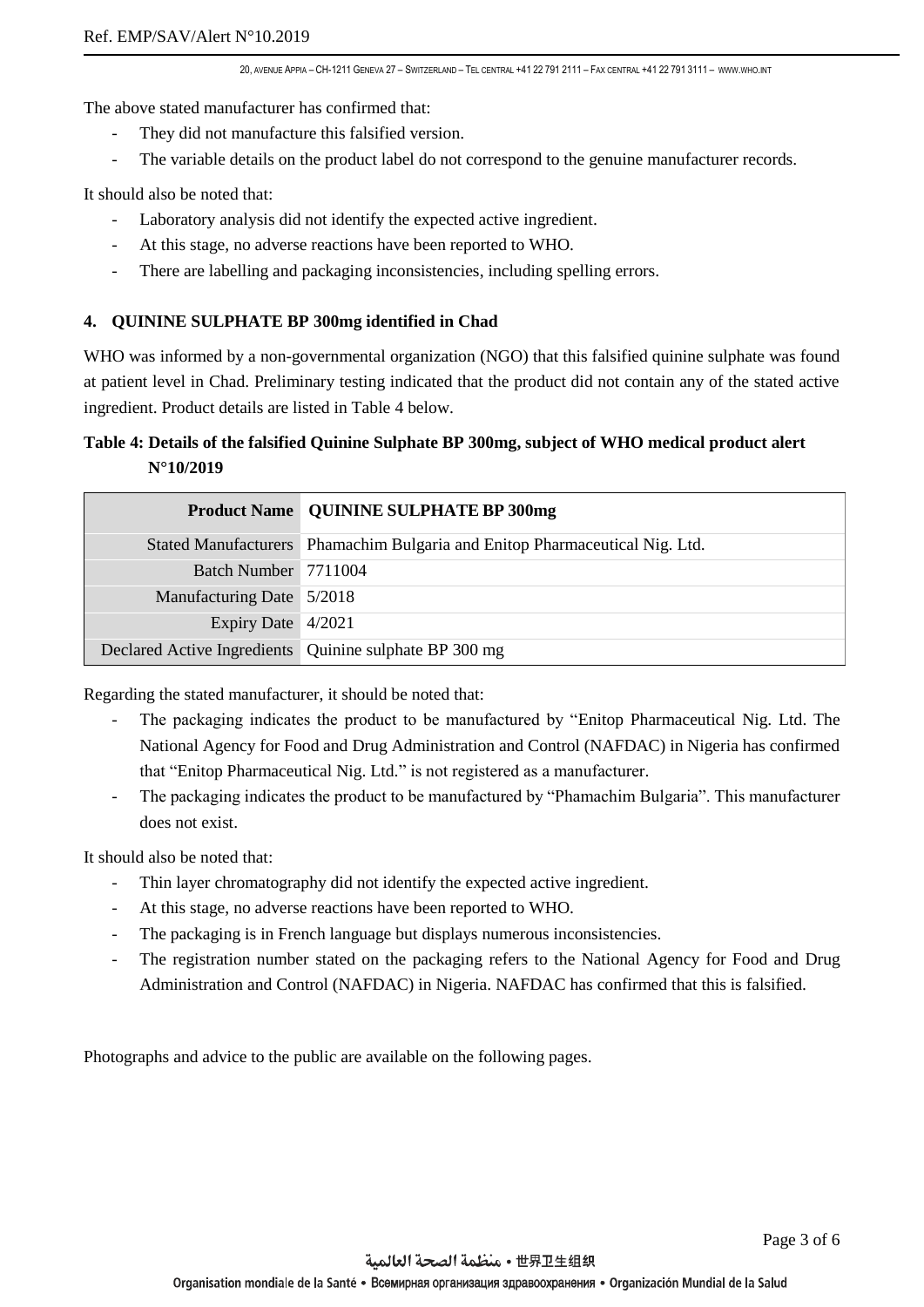The above stated manufacturer has confirmed that:

- They did not manufacture this falsified version.
- The variable details on the product label do not correspond to the genuine manufacturer records.

It should also be noted that:

- Laboratory analysis did not identify the expected active ingredient.
- At this stage, no adverse reactions have been reported to WHO.
- There are labelling and packaging inconsistencies, including spelling errors.

#### 4. QUININE SULPHATE BP 300mg identified in Chad

WHO was informed by a non-governmental organization (NGO) that this falsified quinine sulphate was found at patient level in Chad. Preliminary testing indicated that the product did not contain any of the stated active ingredient. Product details are listed in Table 4 below.

**Table 4: Details of the falsified Quinine Sulphate BP 300mg, subject of WHO medical product alert N°10/2019**

| Product Name | QUININE SULPHATE BP 300mg |
|---|---|
| Stated Manufacturers | Phamachim Bulgaria and Enitop Pharmaceutical Nig. Ltd. |
| Batch Number | 7711004 |
| Manufacturing Date | 5/2018 |
| Expiry Date | 4/2021 |
| Declared Active Ingredients | Quinine sulphate BP 300 mg |

Regarding the stated manufacturer, it should be noted that:

- The packaging indicates the product to be manufactured by "Enitop Pharmaceutical Nig. Ltd. The National Agency for Food and Drug Administration and Control (NAFDAC) in Nigeria has confirmed that "Enitop Pharmaceutical Nig. Ltd." is not registered as a manufacturer.
- The packaging indicates the product to be manufactured by "Phamachim Bulgaria". This manufacturer does not exist.

It should also be noted that:

- Thin layer chromatography did not identify the expected active ingredient.
- At this stage, no adverse reactions have been reported to WHO.
- The packaging is in French language but displays numerous inconsistencies.
- The registration number stated on the packaging refers to the National Agency for Food and Drug Administration and Control (NAFDAC) in Nigeria. NAFDAC has confirmed that this is falsified.

Photographs and advice to the public are available on the following pages.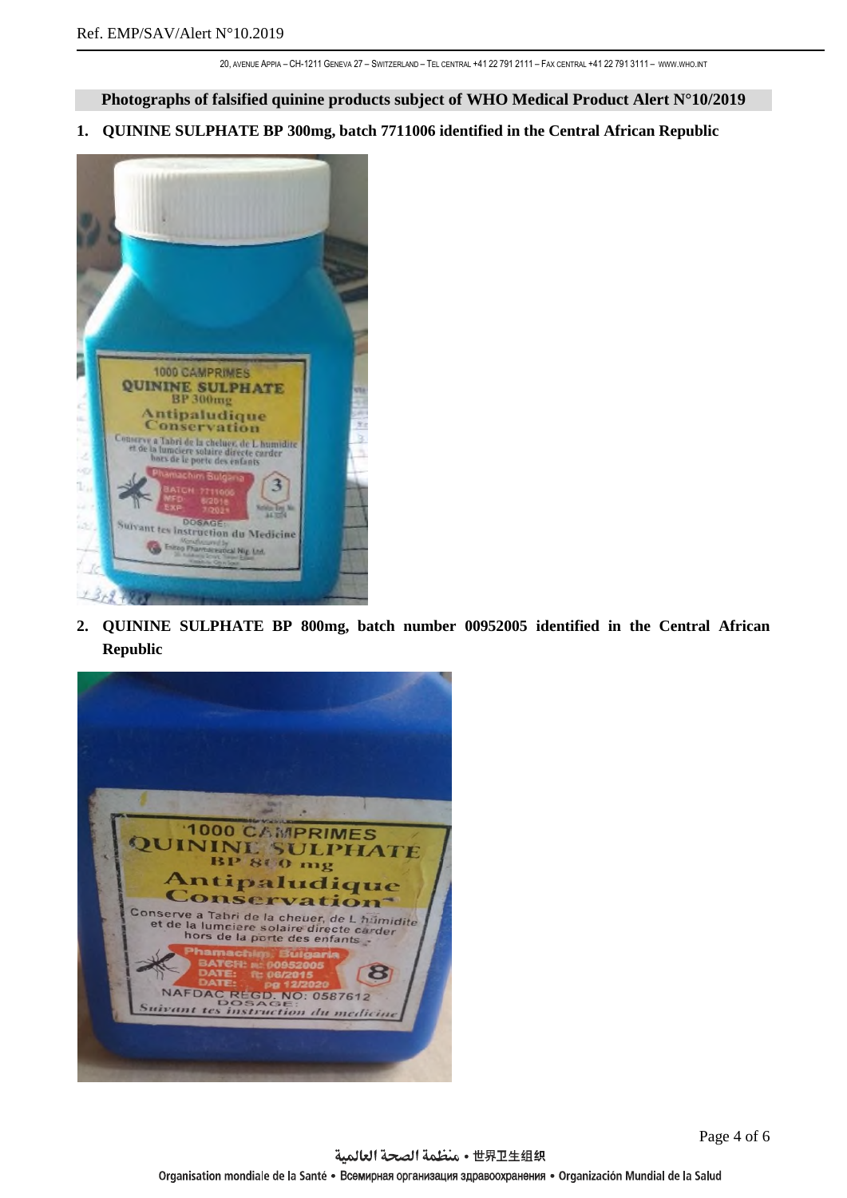**Photographs of falsified quinine products subject of WHO Medical Product Alert N°10/2019**

1. **QUININE SULPHATE BP 300mg, batch 7711006 identified in the Central African Republic**

2. **QUININE SULPHATE BP 800mg, batch number 00952005 identified in the Central African Republic**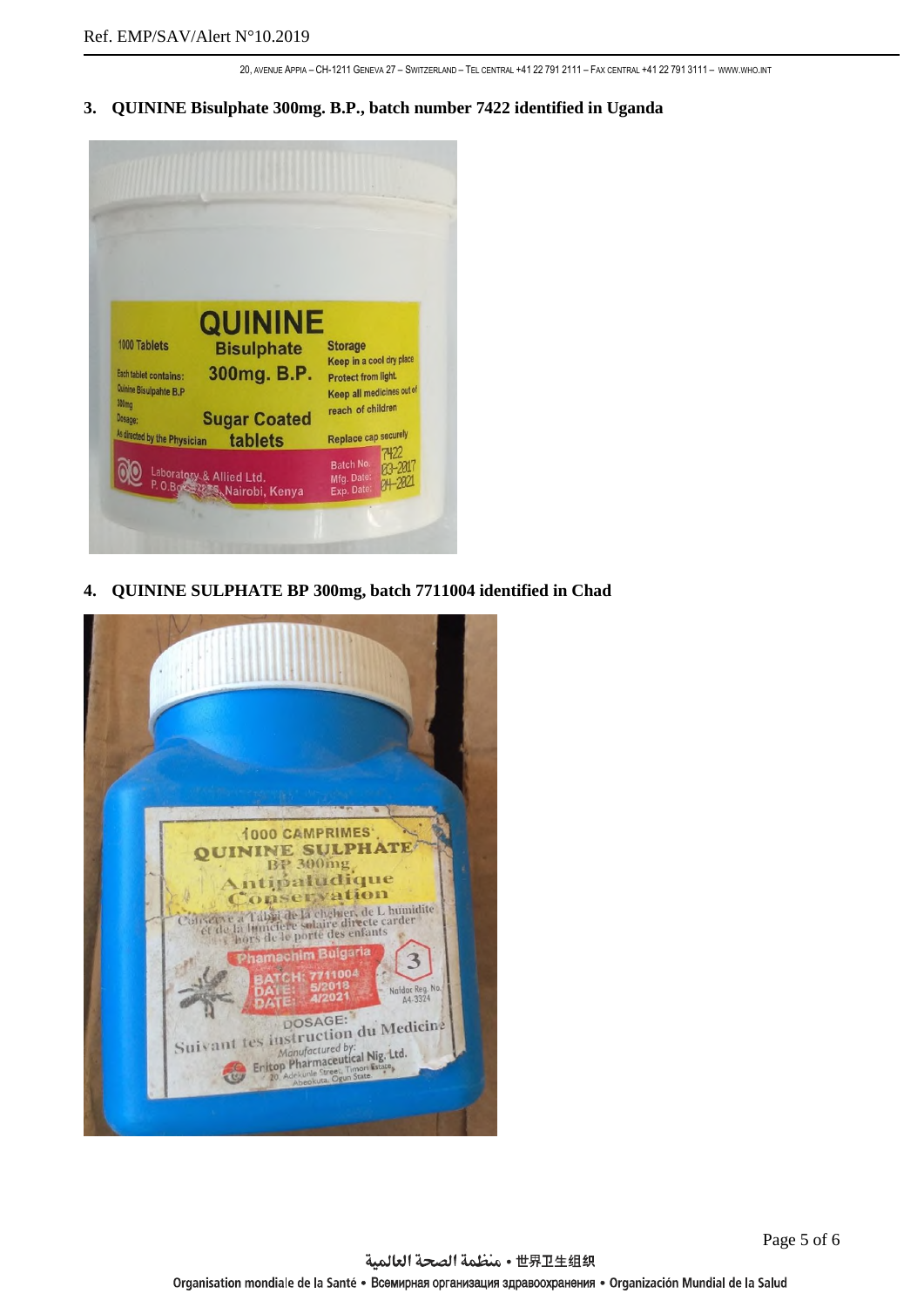3. **QUININE Bisulphate 300mg. B.P., batch number 7422 identified in Uganda**

4. **QUININE SULPHATE BP 300mg, batch 7711004 identified in Chad**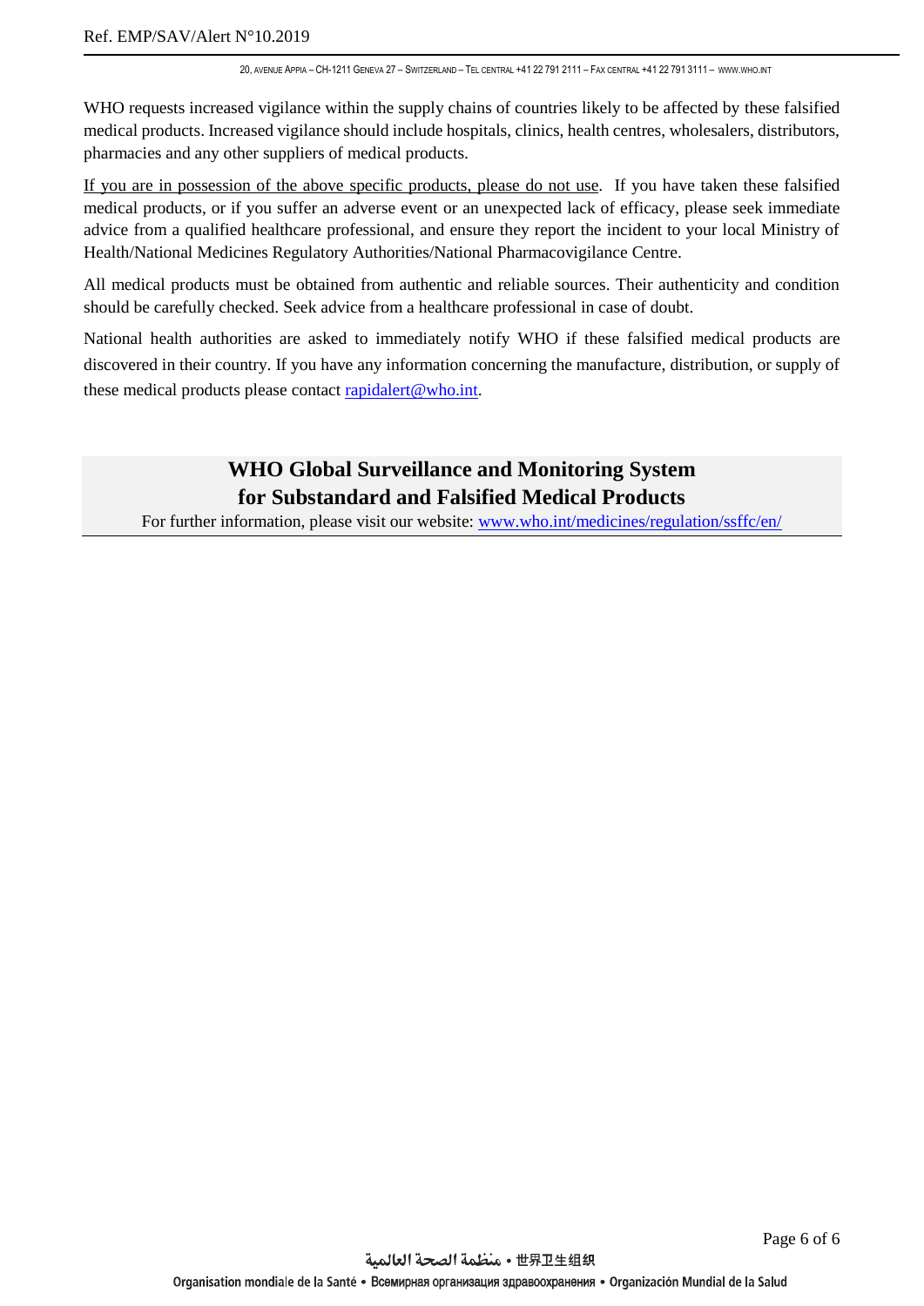WHO requests increased vigilance within the supply chains of countries likely to be affected by these falsified medical products. Increased vigilance should include hospitals, clinics, health centres, wholesalers, distributors, pharmacies and any other suppliers of medical products.

If you are in possession of the above specific products, please do not use. If you have taken these falsified medical products, or if you suffer an adverse event or an unexpected lack of efficacy, please seek immediate advice from a qualified healthcare professional, and ensure they report the incident to your local Ministry of Health/National Medicines Regulatory Authorities/National Pharmacovigilance Centre.

All medical products must be obtained from authentic and reliable sources. Their authenticity and condition should be carefully checked. Seek advice from a healthcare professional in case of doubt.

National health authorities are asked to immediately notify WHO if these falsified medical products are discovered in their country. If you have any information concerning the manufacture, distribution, or supply of these medical products please contact rapidalert@who.int.

**WHO Global Surveillance and Monitoring System for Substandard and Falsified Medical Products**

For further information, please visit our website: www.who.int/medicines/regulation/ssffc/en/